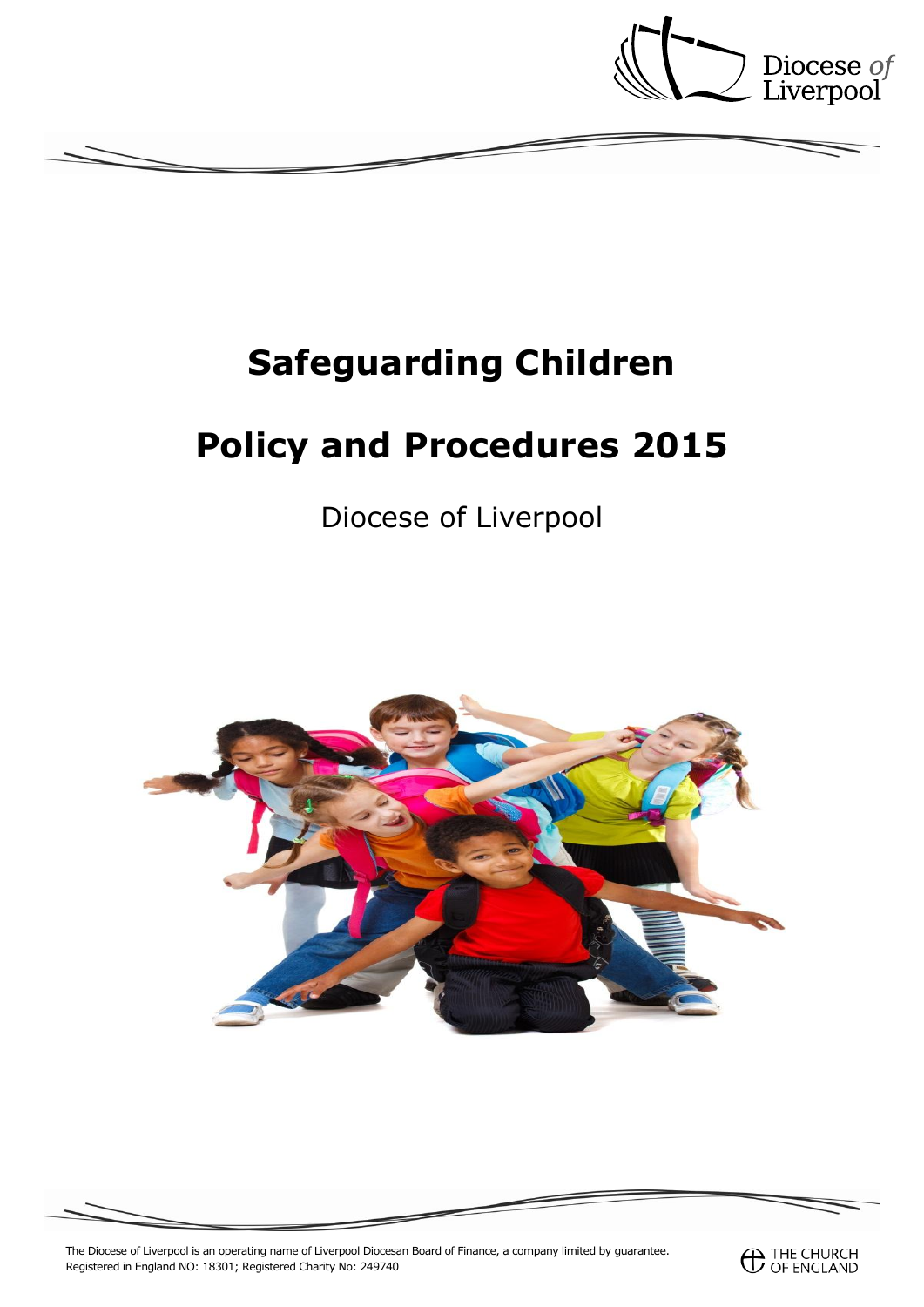Diocese of Liverpool

# Safeguarding Children

# Policy and Procedures 2015

Diocese of Liverpool

The Diocese of Liverpool is an operating name of Liverpool Diocesan Board of Finance, a company limited by guarantee.
Registered in England NO: 18301; Registered Charity No: 249740

THE CHURCH OF ENGLAND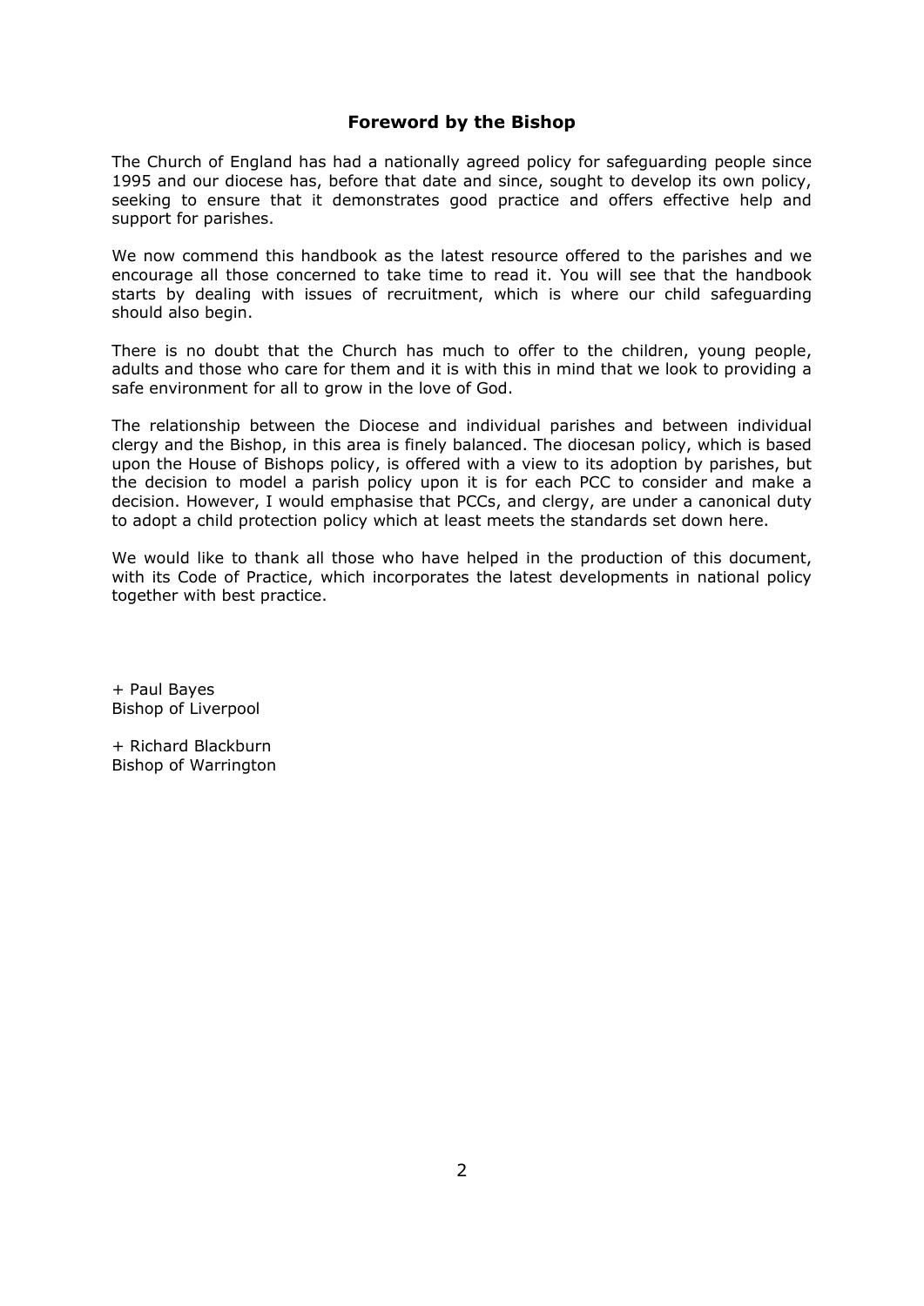## Foreword by the Bishop

The Church of England has had a nationally agreed policy for safeguarding people since 1995 and our diocese has, before that date and since, sought to develop its own policy, seeking to ensure that it demonstrates good practice and offers effective help and support for parishes.

We now commend this handbook as the latest resource offered to the parishes and we encourage all those concerned to take time to read it. You will see that the handbook starts by dealing with issues of recruitment, which is where our child safeguarding should also begin.

There is no doubt that the Church has much to offer to the children, young people, adults and those who care for them and it is with this in mind that we look to providing a safe environment for all to grow in the love of God.

The relationship between the Diocese and individual parishes and between individual clergy and the Bishop, in this area is finely balanced. The diocesan policy, which is based upon the House of Bishops policy, is offered with a view to its adoption by parishes, but the decision to model a parish policy upon it is for each PCC to consider and make a decision. However, I would emphasise that PCCs, and clergy, are under a canonical duty to adopt a child protection policy which at least meets the standards set down here.

We would like to thank all those who have helped in the production of this document, with its Code of Practice, which incorporates the latest developments in national policy together with best practice.

+ Paul Bayes
Bishop of Liverpool

+ Richard Blackburn
Bishop of Warrington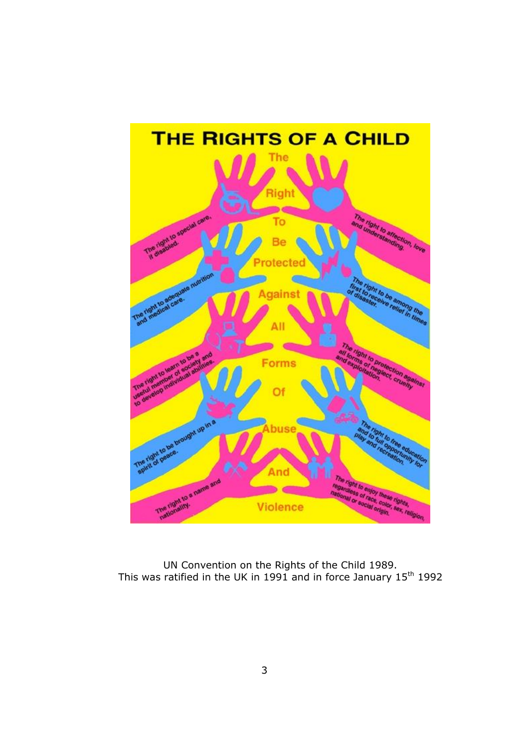# THE RIGHTS OF A CHILD

The Right To Be Protected Against All Forms Of Abuse And Violence

- The right to special care, if disabled.
- The right to affection, love and understanding.
- The right to adequate nutrition and medical care.
- The right to be among the first to receive relief in times of disaster.
- The right to learn to be a useful member of society and to develop individual abilities.
- The right to protection against all forms of neglect, cruelty and exploitation.
- The right to be brought up in a spirit of peace.
- The right to free education and to full opportunity for play and recreation.
- The right to a name and nationality.
- The right to enjoy these rights, regardless of race, color, sex, religion, national or social origin.

UN Convention on the Rights of the Child 1989.
This was ratified in the UK in 1991 and in force January 15th 1992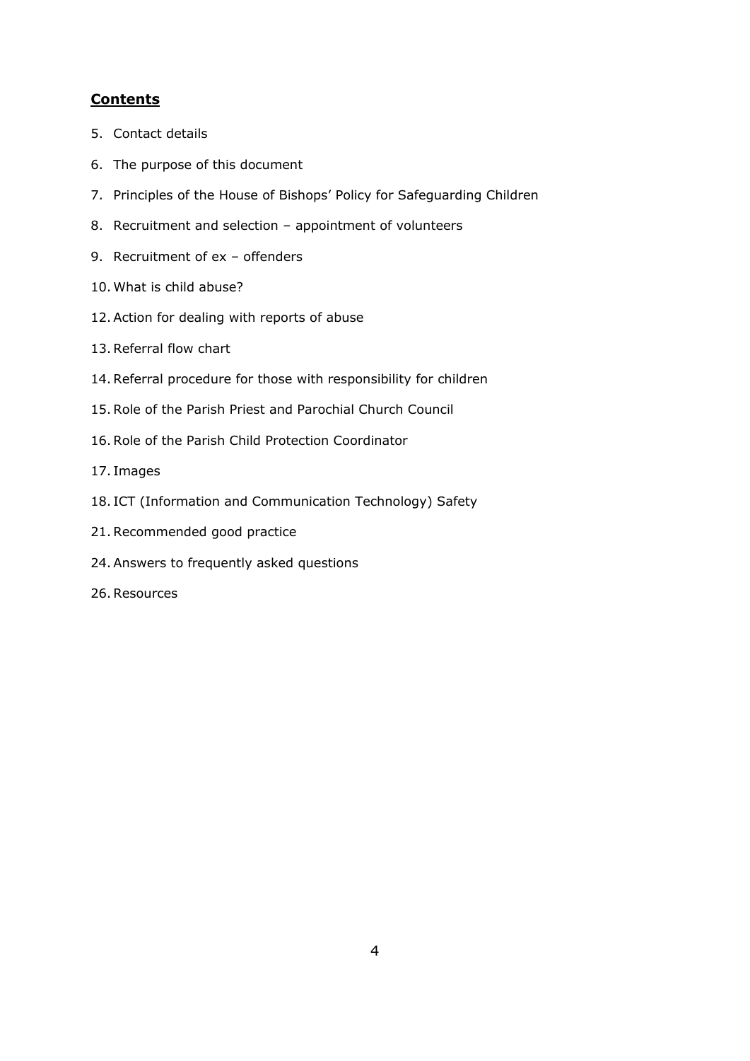## **Contents**

5. Contact details

6. The purpose of this document

7. Principles of the House of Bishops' Policy for Safeguarding Children

8. Recruitment and selection – appointment of volunteers

9. Recruitment of ex – offenders

10. What is child abuse?

12. Action for dealing with reports of abuse

13. Referral flow chart

14. Referral procedure for those with responsibility for children

15. Role of the Parish Priest and Parochial Church Council

16. Role of the Parish Child Protection Coordinator

17. Images

18. ICT (Information and Communication Technology) Safety

21. Recommended good practice

24. Answers to frequently asked questions

26. Resources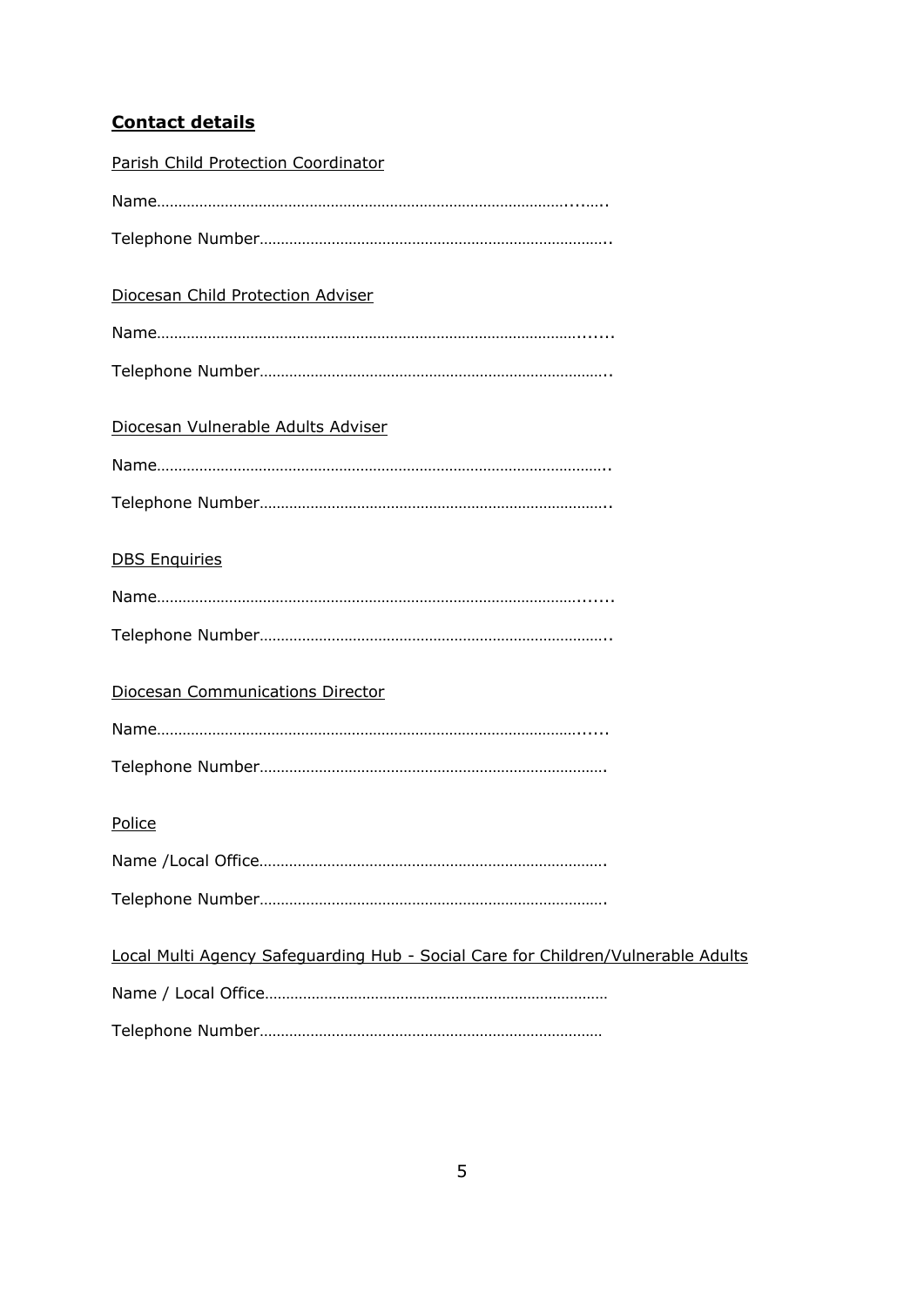## Contact details

Parish Child Protection Coordinator

Name……………………………………………………………………………………..…….

Telephone Number………………………………………………………………………..

Diocesan Child Protection Adviser

Name…………………………………………………………………………………….......

Telephone Number………………………………………………………………………..

Diocesan Vulnerable Adults Adviser

Name………………………………………………………………………………………..

Telephone Number………………………………………………………………………..

DBS Enquiries

Name…………………………………………………………………………………….......

Telephone Number………………………………………………………………………..

Diocesan Communications Director

Name……………………………………………………………………………………......

Telephone Number……………………………………………………………………….

Police

Name /Local Office……………………………………………………………………….

Telephone Number……………………………………………………………………….

Local Multi Agency Safeguarding Hub - Social Care for Children/Vulnerable Adults

Name / Local Office………………………………………………………………………

Telephone Number………………………………………………………………………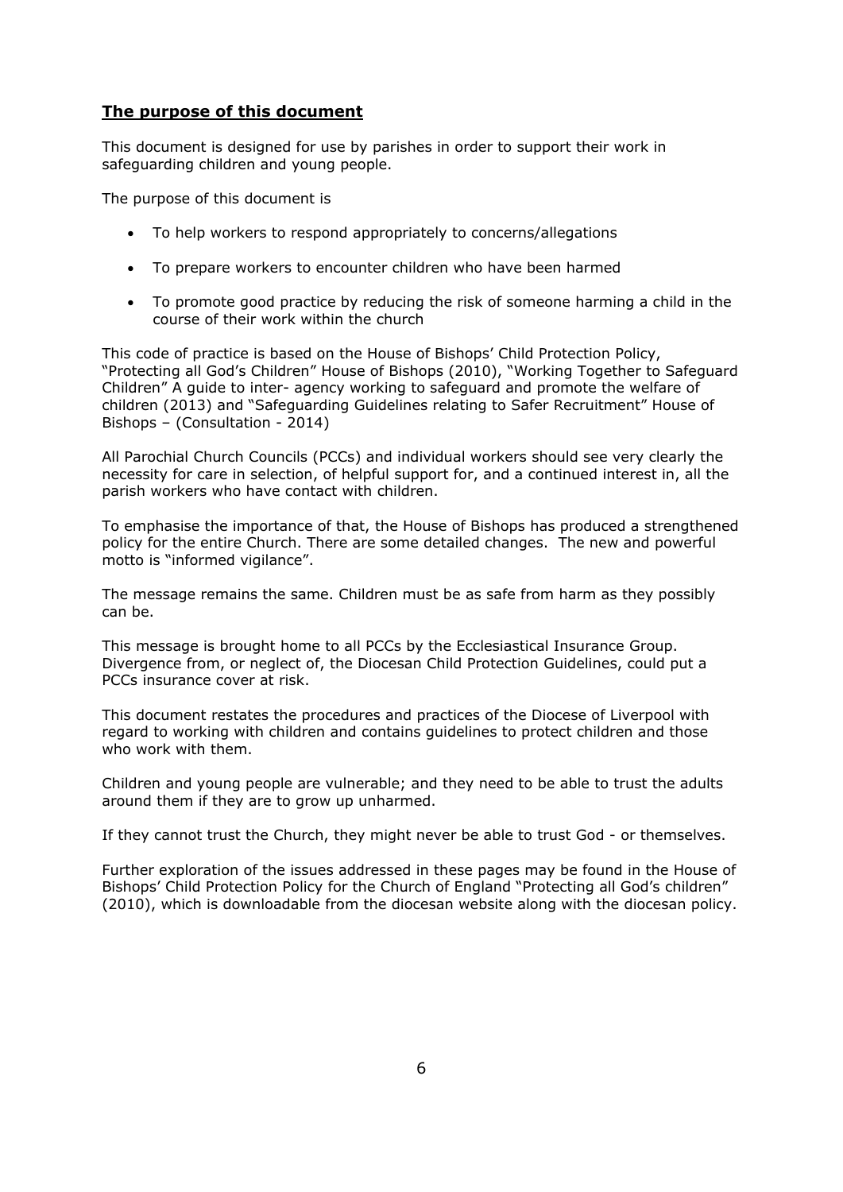## The purpose of this document

This document is designed for use by parishes in order to support their work in safeguarding children and young people.

The purpose of this document is

- To help workers to respond appropriately to concerns/allegations
- To prepare workers to encounter children who have been harmed
- To promote good practice by reducing the risk of someone harming a child in the course of their work within the church

This code of practice is based on the House of Bishops' Child Protection Policy, "Protecting all God's Children" House of Bishops (2010), "Working Together to Safeguard Children" A guide to inter- agency working to safeguard and promote the welfare of children (2013) and "Safeguarding Guidelines relating to Safer Recruitment" House of Bishops – (Consultation - 2014)

All Parochial Church Councils (PCCs) and individual workers should see very clearly the necessity for care in selection, of helpful support for, and a continued interest in, all the parish workers who have contact with children.

To emphasise the importance of that, the House of Bishops has produced a strengthened policy for the entire Church. There are some detailed changes. The new and powerful motto is "informed vigilance".

The message remains the same. Children must be as safe from harm as they possibly can be.

This message is brought home to all PCCs by the Ecclesiastical Insurance Group. Divergence from, or neglect of, the Diocesan Child Protection Guidelines, could put a PCCs insurance cover at risk.

This document restates the procedures and practices of the Diocese of Liverpool with regard to working with children and contains guidelines to protect children and those who work with them.

Children and young people are vulnerable; and they need to be able to trust the adults around them if they are to grow up unharmed.

If they cannot trust the Church, they might never be able to trust God - or themselves.

Further exploration of the issues addressed in these pages may be found in the House of Bishops' Child Protection Policy for the Church of England "Protecting all God's children" (2010), which is downloadable from the diocesan website along with the diocesan policy.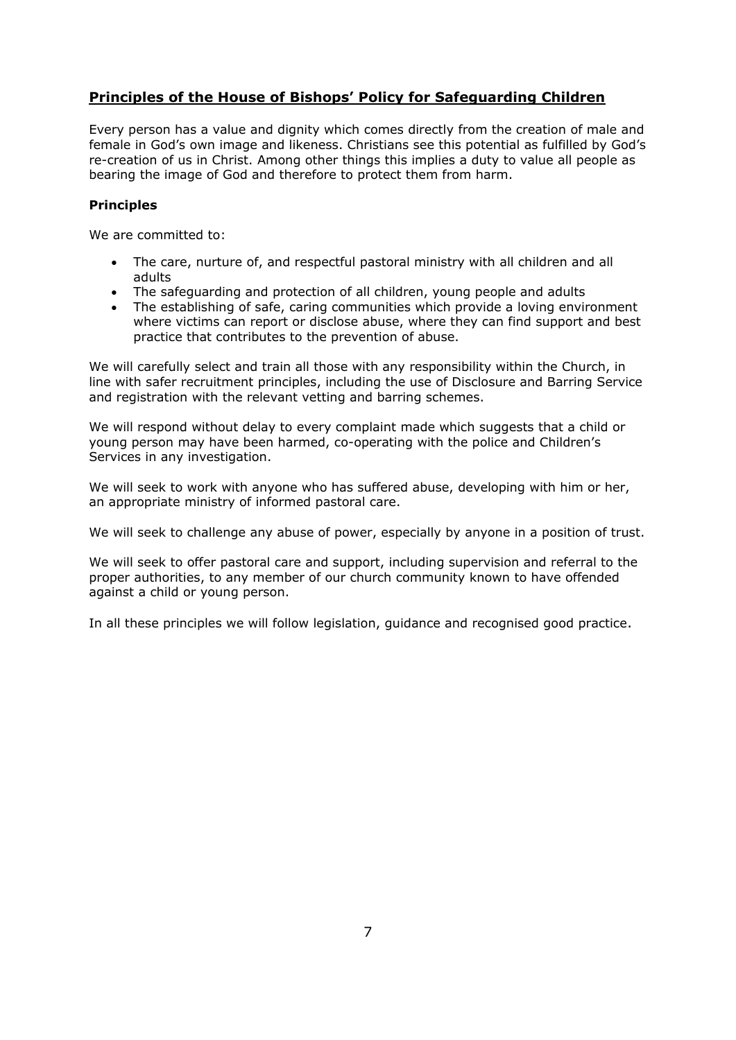## Principles of the House of Bishops' Policy for Safeguarding Children

Every person has a value and dignity which comes directly from the creation of male and female in God's own image and likeness. Christians see this potential as fulfilled by God's re-creation of us in Christ. Among other things this implies a duty to value all people as bearing the image of God and therefore to protect them from harm.

### Principles

We are committed to:

- The care, nurture of, and respectful pastoral ministry with all children and all adults
- The safeguarding and protection of all children, young people and adults
- The establishing of safe, caring communities which provide a loving environment where victims can report or disclose abuse, where they can find support and best practice that contributes to the prevention of abuse.

We will carefully select and train all those with any responsibility within the Church, in line with safer recruitment principles, including the use of Disclosure and Barring Service and registration with the relevant vetting and barring schemes.

We will respond without delay to every complaint made which suggests that a child or young person may have been harmed, co-operating with the police and Children's Services in any investigation.

We will seek to work with anyone who has suffered abuse, developing with him or her, an appropriate ministry of informed pastoral care.

We will seek to challenge any abuse of power, especially by anyone in a position of trust.

We will seek to offer pastoral care and support, including supervision and referral to the proper authorities, to any member of our church community known to have offended against a child or young person.

In all these principles we will follow legislation, guidance and recognised good practice.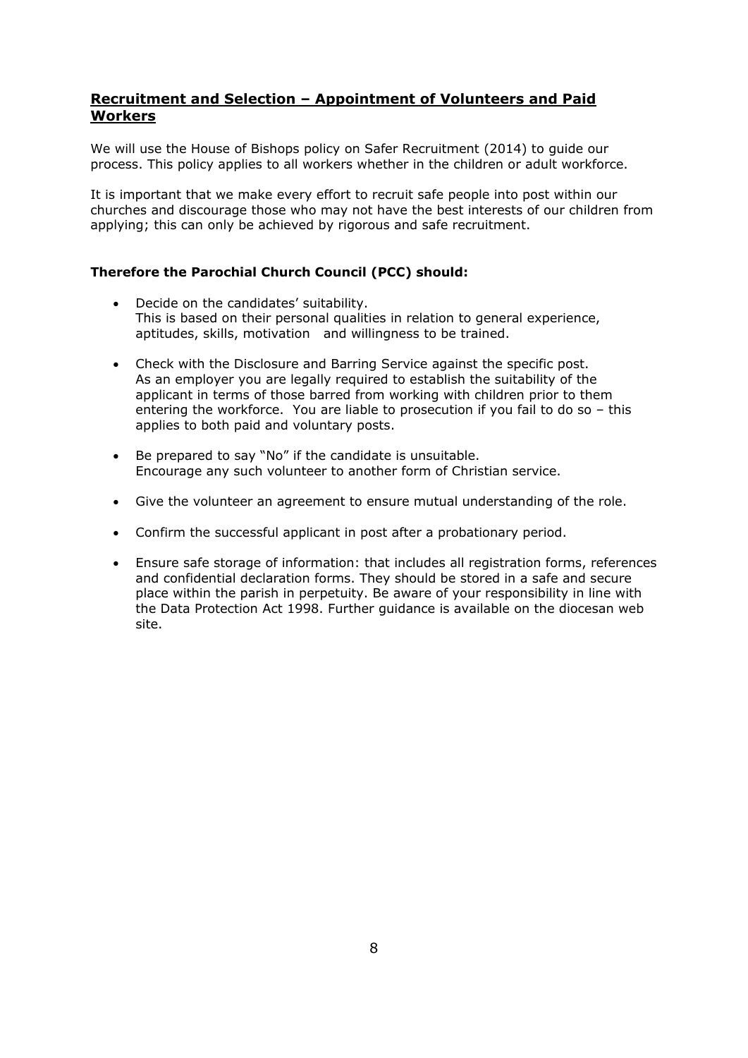## Recruitment and Selection – Appointment of Volunteers and Paid Workers

We will use the House of Bishops policy on Safer Recruitment (2014) to guide our process. This policy applies to all workers whether in the children or adult workforce.

It is important that we make every effort to recruit safe people into post within our churches and discourage those who may not have the best interests of our children from applying; this can only be achieved by rigorous and safe recruitment.

**Therefore the Parochial Church Council (PCC) should:**

- Decide on the candidates' suitability.
  This is based on their personal qualities in relation to general experience, aptitudes, skills, motivation and willingness to be trained.
- Check with the Disclosure and Barring Service against the specific post.
  As an employer you are legally required to establish the suitability of the applicant in terms of those barred from working with children prior to them entering the workforce. You are liable to prosecution if you fail to do so – this applies to both paid and voluntary posts.
- Be prepared to say "No" if the candidate is unsuitable.
  Encourage any such volunteer to another form of Christian service.
- Give the volunteer an agreement to ensure mutual understanding of the role.
- Confirm the successful applicant in post after a probationary period.
- Ensure safe storage of information: that includes all registration forms, references and confidential declaration forms. They should be stored in a safe and secure place within the parish in perpetuity. Be aware of your responsibility in line with the Data Protection Act 1998. Further guidance is available on the diocesan web site.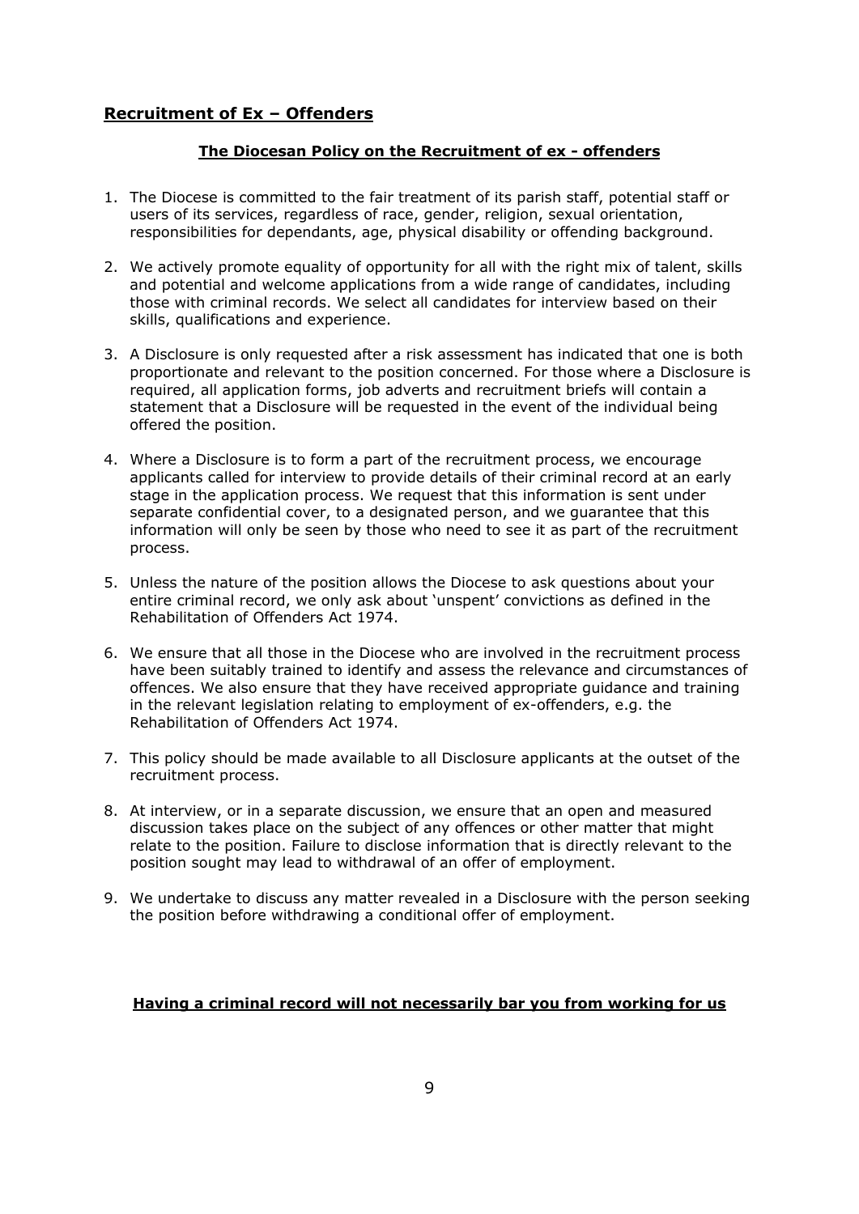## Recruitment of Ex – Offenders

### The Diocesan Policy on the Recruitment of ex - offenders

1. The Diocese is committed to the fair treatment of its parish staff, potential staff or users of its services, regardless of race, gender, religion, sexual orientation, responsibilities for dependants, age, physical disability or offending background.

2. We actively promote equality of opportunity for all with the right mix of talent, skills and potential and welcome applications from a wide range of candidates, including those with criminal records. We select all candidates for interview based on their skills, qualifications and experience.

3. A Disclosure is only requested after a risk assessment has indicated that one is both proportionate and relevant to the position concerned. For those where a Disclosure is required, all application forms, job adverts and recruitment briefs will contain a statement that a Disclosure will be requested in the event of the individual being offered the position.

4. Where a Disclosure is to form a part of the recruitment process, we encourage applicants called for interview to provide details of their criminal record at an early stage in the application process. We request that this information is sent under separate confidential cover, to a designated person, and we guarantee that this information will only be seen by those who need to see it as part of the recruitment process.

5. Unless the nature of the position allows the Diocese to ask questions about your entire criminal record, we only ask about 'unspent' convictions as defined in the Rehabilitation of Offenders Act 1974.

6. We ensure that all those in the Diocese who are involved in the recruitment process have been suitably trained to identify and assess the relevance and circumstances of offences. We also ensure that they have received appropriate guidance and training in the relevant legislation relating to employment of ex-offenders, e.g. the Rehabilitation of Offenders Act 1974.

7. This policy should be made available to all Disclosure applicants at the outset of the recruitment process.

8. At interview, or in a separate discussion, we ensure that an open and measured discussion takes place on the subject of any offences or other matter that might relate to the position. Failure to disclose information that is directly relevant to the position sought may lead to withdrawal of an offer of employment.

9. We undertake to discuss any matter revealed in a Disclosure with the person seeking the position before withdrawing a conditional offer of employment.

**Having a criminal record will not necessarily bar you from working for us**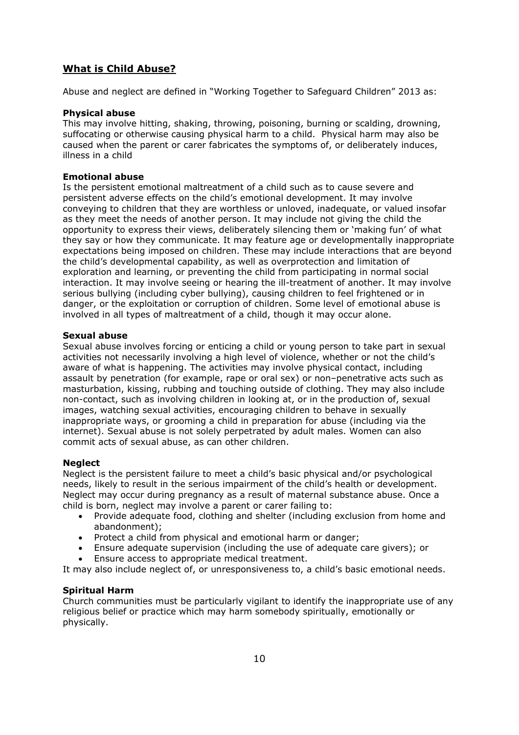## What is Child Abuse?

Abuse and neglect are defined in "Working Together to Safeguard Children" 2013 as:

**Physical abuse**
This may involve hitting, shaking, throwing, poisoning, burning or scalding, drowning, suffocating or otherwise causing physical harm to a child. Physical harm may also be caused when the parent or carer fabricates the symptoms of, or deliberately induces, illness in a child

**Emotional abuse**
Is the persistent emotional maltreatment of a child such as to cause severe and persistent adverse effects on the child's emotional development. It may involve conveying to children that they are worthless or unloved, inadequate, or valued insofar as they meet the needs of another person. It may include not giving the child the opportunity to express their views, deliberately silencing them or 'making fun' of what they say or how they communicate. It may feature age or developmentally inappropriate expectations being imposed on children. These may include interactions that are beyond the child's developmental capability, as well as overprotection and limitation of exploration and learning, or preventing the child from participating in normal social interaction. It may involve seeing or hearing the ill-treatment of another. It may involve serious bullying (including cyber bullying), causing children to feel frightened or in danger, or the exploitation or corruption of children. Some level of emotional abuse is involved in all types of maltreatment of a child, though it may occur alone.

**Sexual abuse**
Sexual abuse involves forcing or enticing a child or young person to take part in sexual activities not necessarily involving a high level of violence, whether or not the child's aware of what is happening. The activities may involve physical contact, including assault by penetration (for example, rape or oral sex) or non–penetrative acts such as masturbation, kissing, rubbing and touching outside of clothing. They may also include non-contact, such as involving children in looking at, or in the production of, sexual images, watching sexual activities, encouraging children to behave in sexually inappropriate ways, or grooming a child in preparation for abuse (including via the internet). Sexual abuse is not solely perpetrated by adult males. Women can also commit acts of sexual abuse, as can other children.

**Neglect**
Neglect is the persistent failure to meet a child's basic physical and/or psychological needs, likely to result in the serious impairment of the child's health or development. Neglect may occur during pregnancy as a result of maternal substance abuse. Once a child is born, neglect may involve a parent or carer failing to:

- Provide adequate food, clothing and shelter (including exclusion from home and abandonment);
- Protect a child from physical and emotional harm or danger;
- Ensure adequate supervision (including the use of adequate care givers); or
- Ensure access to appropriate medical treatment.

It may also include neglect of, or unresponsiveness to, a child's basic emotional needs.

**Spiritual Harm**
Church communities must be particularly vigilant to identify the inappropriate use of any religious belief or practice which may harm somebody spiritually, emotionally or physically.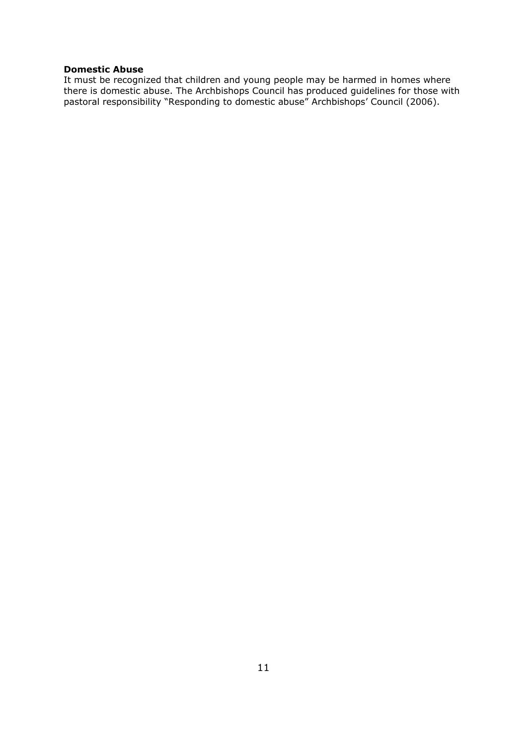**Domestic Abuse**

It must be recognized that children and young people may be harmed in homes where there is domestic abuse. The Archbishops Council has produced guidelines for those with pastoral responsibility "Responding to domestic abuse" Archbishops' Council (2006).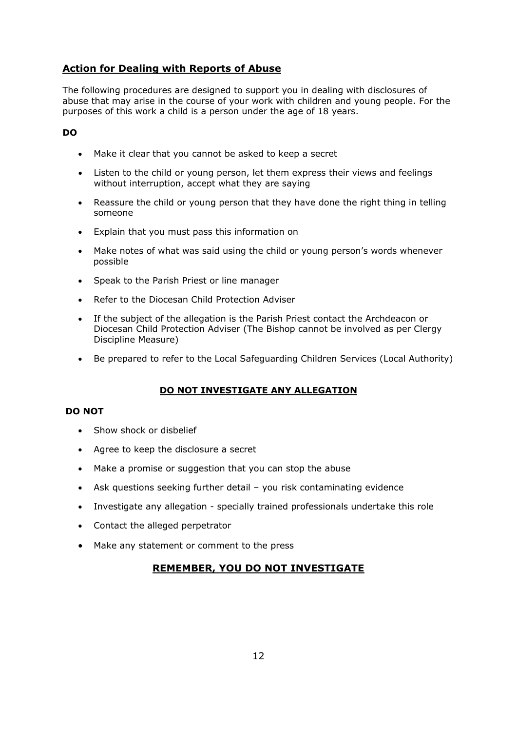## Action for Dealing with Reports of Abuse

The following procedures are designed to support you in dealing with disclosures of abuse that may arise in the course of your work with children and young people. For the purposes of this work a child is a person under the age of 18 years.

**DO**

- Make it clear that you cannot be asked to keep a secret
- Listen to the child or young person, let them express their views and feelings without interruption, accept what they are saying
- Reassure the child or young person that they have done the right thing in telling someone
- Explain that you must pass this information on
- Make notes of what was said using the child or young person's words whenever possible
- Speak to the Parish Priest or line manager
- Refer to the Diocesan Child Protection Adviser
- If the subject of the allegation is the Parish Priest contact the Archdeacon or Diocesan Child Protection Adviser (The Bishop cannot be involved as per Clergy Discipline Measure)
- Be prepared to refer to the Local Safeguarding Children Services (Local Authority)

**DO NOT INVESTIGATE ANY ALLEGATION**

**DO NOT**

- Show shock or disbelief
- Agree to keep the disclosure a secret
- Make a promise or suggestion that you can stop the abuse
- Ask questions seeking further detail – you risk contaminating evidence
- Investigate any allegation - specially trained professionals undertake this role
- Contact the alleged perpetrator
- Make any statement or comment to the press

**REMEMBER, YOU DO NOT INVESTIGATE**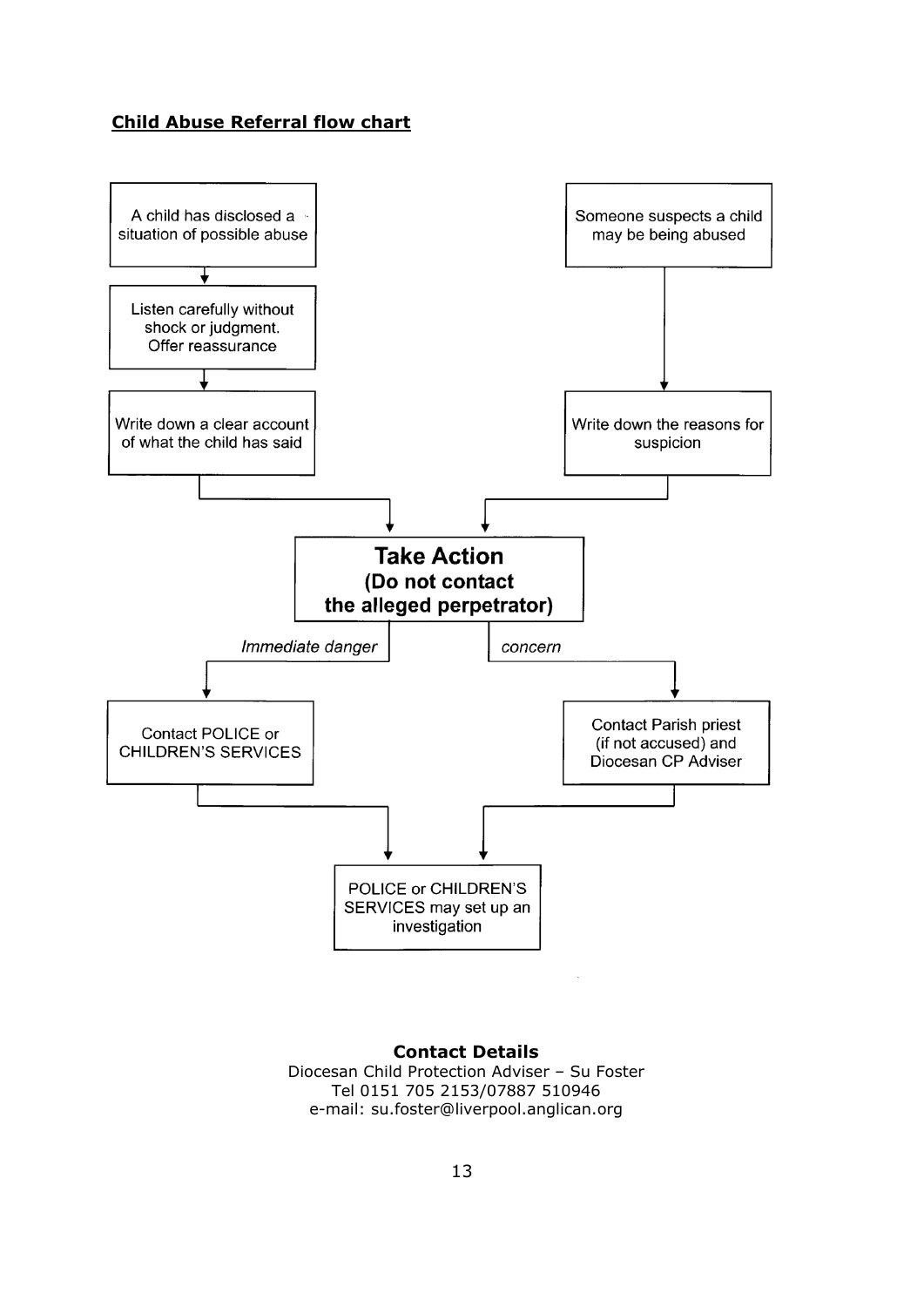## Child Abuse Referral flow chart

A child has disclosed a situation of possible abuse

Listen carefully without shock or judgment. Offer reassurance

Write down a clear account of what the child has said

Someone suspects a child may be being abused

Write down the reasons for suspicion

**Take Action**
**(Do not contact the alleged perpetrator)**

*Immediate danger*

Contact POLICE or CHILDREN'S SERVICES

*concern*

Contact Parish priest (if not accused) and Diocesan CP Adviser

POLICE or CHILDREN'S SERVICES may set up an investigation

**Contact Details**
Diocesan Child Protection Adviser – Su Foster
Tel 0151 705 2153/07887 510946
e-mail: su.foster@liverpool.anglican.org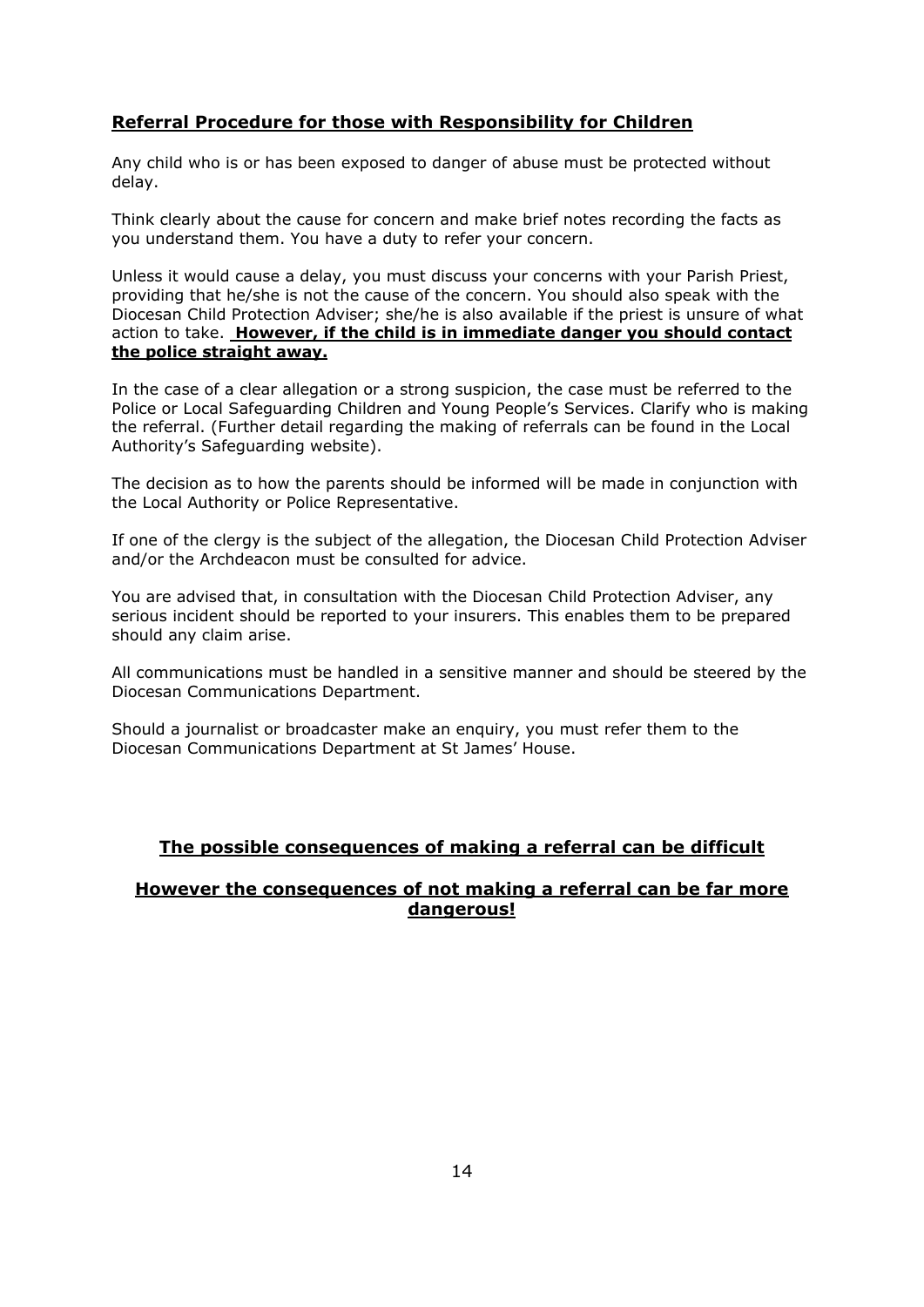## Referral Procedure for those with Responsibility for Children

Any child who is or has been exposed to danger of abuse must be protected without delay.

Think clearly about the cause for concern and make brief notes recording the facts as you understand them. You have a duty to refer your concern.

Unless it would cause a delay, you must discuss your concerns with your Parish Priest, providing that he/she is not the cause of the concern. You should also speak with the Diocesan Child Protection Adviser; she/he is also available if the priest is unsure of what action to take. **However, if the child is in immediate danger you should contact the police straight away.**

In the case of a clear allegation or a strong suspicion, the case must be referred to the Police or Local Safeguarding Children and Young People's Services. Clarify who is making the referral. (Further detail regarding the making of referrals can be found in the Local Authority's Safeguarding website).

The decision as to how the parents should be informed will be made in conjunction with the Local Authority or Police Representative.

If one of the clergy is the subject of the allegation, the Diocesan Child Protection Adviser and/or the Archdeacon must be consulted for advice.

You are advised that, in consultation with the Diocesan Child Protection Adviser, any serious incident should be reported to your insurers. This enables them to be prepared should any claim arise.

All communications must be handled in a sensitive manner and should be steered by the Diocesan Communications Department.

Should a journalist or broadcaster make an enquiry, you must refer them to the Diocesan Communications Department at St James' House.

**The possible consequences of making a referral can be difficult**

**However the consequences of not making a referral can be far more dangerous!**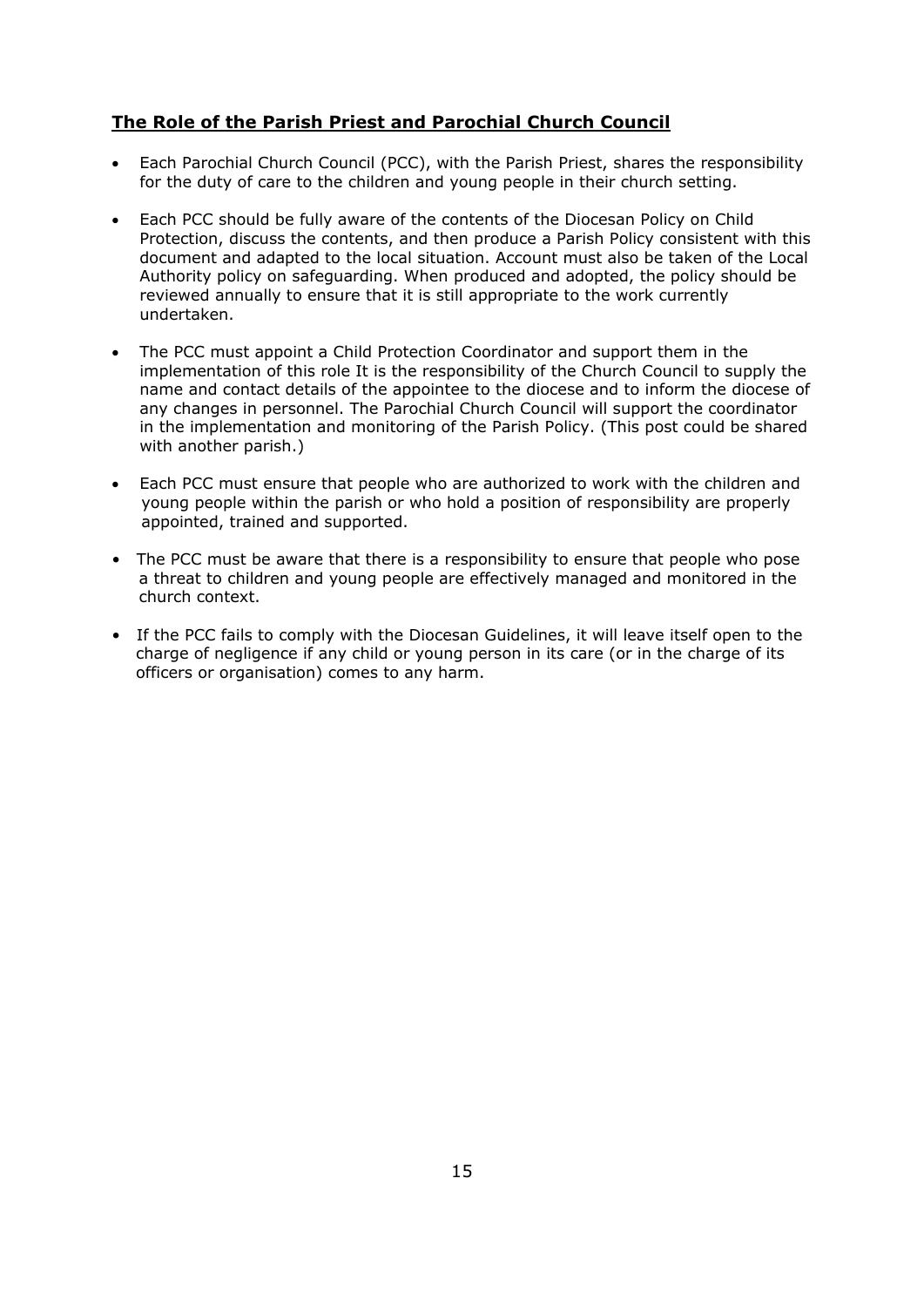## **The Role of the Parish Priest and Parochial Church Council**

- Each Parochial Church Council (PCC), with the Parish Priest, shares the responsibility for the duty of care to the children and young people in their church setting.
- Each PCC should be fully aware of the contents of the Diocesan Policy on Child Protection, discuss the contents, and then produce a Parish Policy consistent with this document and adapted to the local situation. Account must also be taken of the Local Authority policy on safeguarding. When produced and adopted, the policy should be reviewed annually to ensure that it is still appropriate to the work currently undertaken.
- The PCC must appoint a Child Protection Coordinator and support them in the implementation of this role It is the responsibility of the Church Council to supply the name and contact details of the appointee to the diocese and to inform the diocese of any changes in personnel. The Parochial Church Council will support the coordinator in the implementation and monitoring of the Parish Policy. (This post could be shared with another parish.)
- Each PCC must ensure that people who are authorized to work with the children and young people within the parish or who hold a position of responsibility are properly appointed, trained and supported.
- The PCC must be aware that there is a responsibility to ensure that people who pose a threat to children and young people are effectively managed and monitored in the church context.
- If the PCC fails to comply with the Diocesan Guidelines, it will leave itself open to the charge of negligence if any child or young person in its care (or in the charge of its officers or organisation) comes to any harm.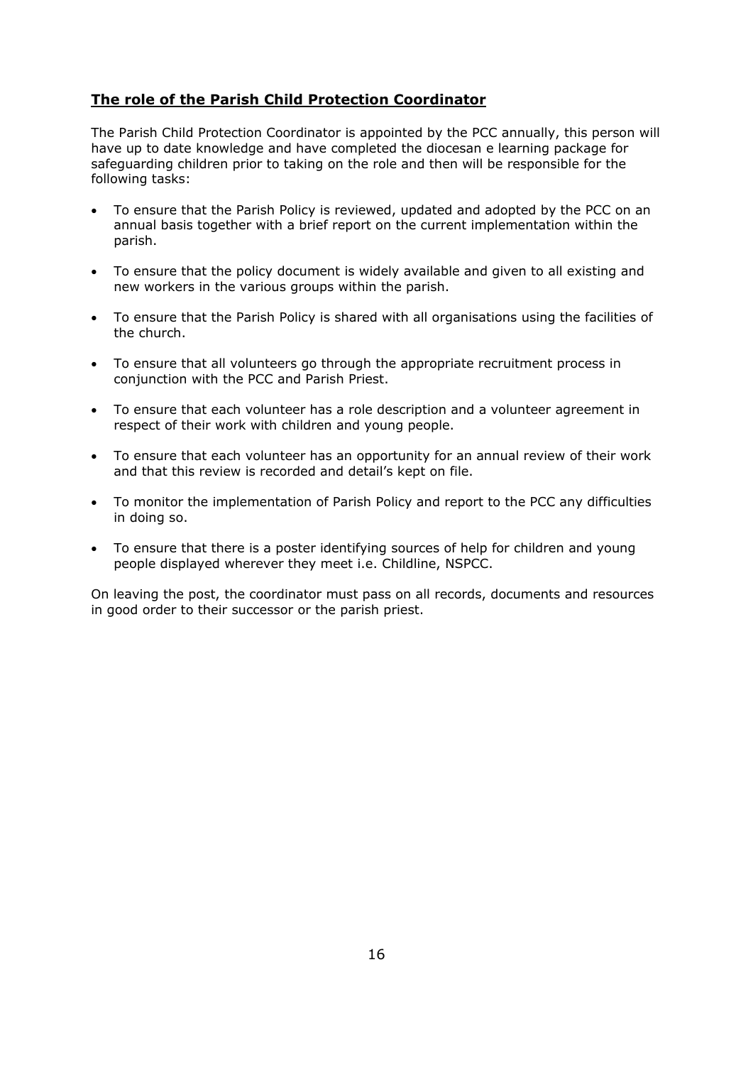## **The role of the Parish Child Protection Coordinator**

The Parish Child Protection Coordinator is appointed by the PCC annually, this person will have up to date knowledge and have completed the diocesan e learning package for safeguarding children prior to taking on the role and then will be responsible for the following tasks:

- To ensure that the Parish Policy is reviewed, updated and adopted by the PCC on an annual basis together with a brief report on the current implementation within the parish.
- To ensure that the policy document is widely available and given to all existing and new workers in the various groups within the parish.
- To ensure that the Parish Policy is shared with all organisations using the facilities of the church.
- To ensure that all volunteers go through the appropriate recruitment process in conjunction with the PCC and Parish Priest.
- To ensure that each volunteer has a role description and a volunteer agreement in respect of their work with children and young people.
- To ensure that each volunteer has an opportunity for an annual review of their work and that this review is recorded and detail's kept on file.
- To monitor the implementation of Parish Policy and report to the PCC any difficulties in doing so.
- To ensure that there is a poster identifying sources of help for children and young people displayed wherever they meet i.e. Childline, NSPCC.

On leaving the post, the coordinator must pass on all records, documents and resources in good order to their successor or the parish priest.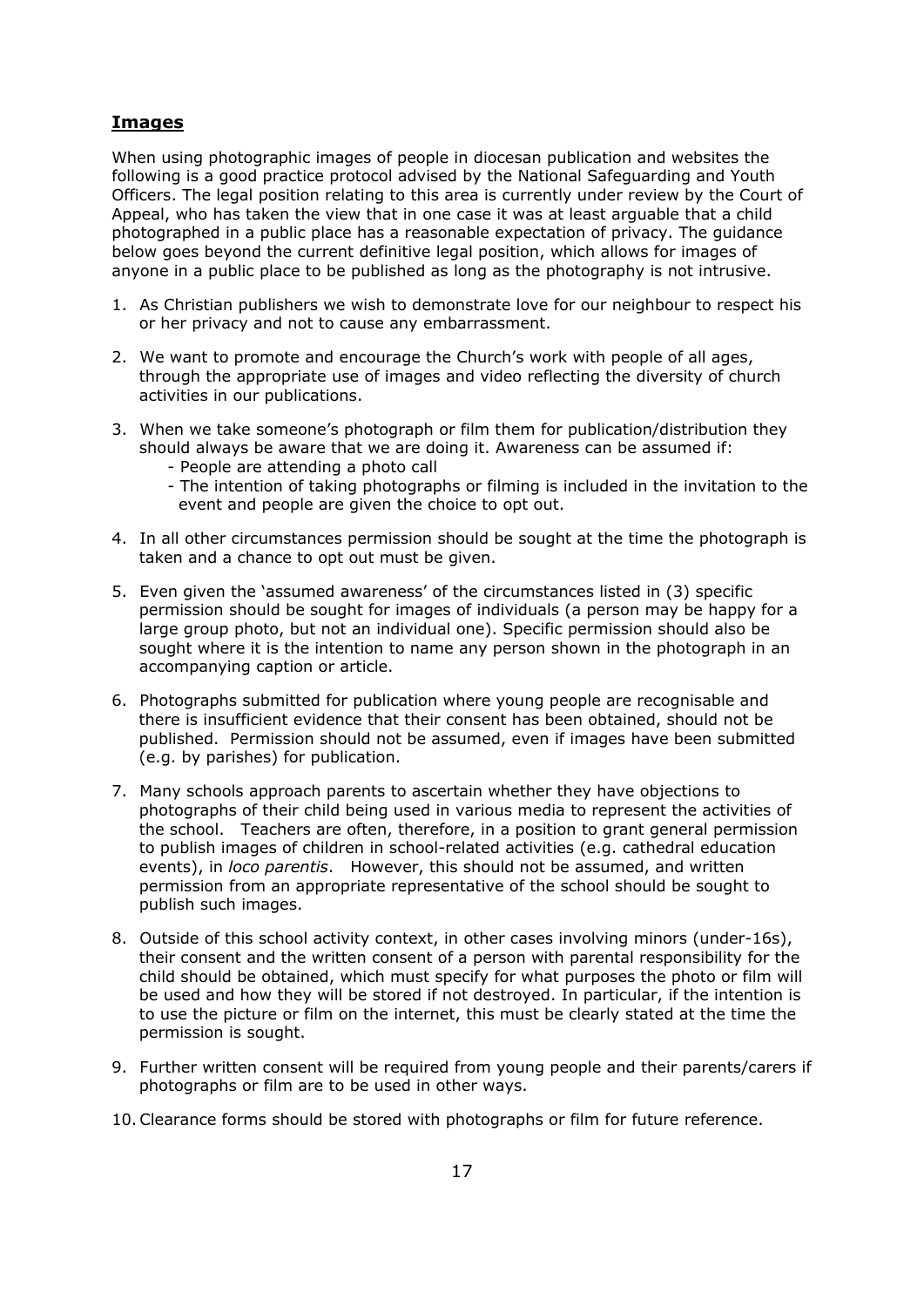## Images

When using photographic images of people in diocesan publication and websites the following is a good practice protocol advised by the National Safeguarding and Youth Officers. The legal position relating to this area is currently under review by the Court of Appeal, who has taken the view that in one case it was at least arguable that a child photographed in a public place has a reasonable expectation of privacy. The guidance below goes beyond the current definitive legal position, which allows for images of anyone in a public place to be published as long as the photography is not intrusive.

1. As Christian publishers we wish to demonstrate love for our neighbour to respect his or her privacy and not to cause any embarrassment.
2. We want to promote and encourage the Church's work with people of all ages, through the appropriate use of images and video reflecting the diversity of church activities in our publications.
3. When we take someone's photograph or film them for publication/distribution they should always be aware that we are doing it. Awareness can be assumed if:
   - People are attending a photo call
   - The intention of taking photographs or filming is included in the invitation to the event and people are given the choice to opt out.
4. In all other circumstances permission should be sought at the time the photograph is taken and a chance to opt out must be given.
5. Even given the 'assumed awareness' of the circumstances listed in (3) specific permission should be sought for images of individuals (a person may be happy for a large group photo, but not an individual one). Specific permission should also be sought where it is the intention to name any person shown in the photograph in an accompanying caption or article.
6. Photographs submitted for publication where young people are recognisable and there is insufficient evidence that their consent has been obtained, should not be published. Permission should not be assumed, even if images have been submitted (e.g. by parishes) for publication.
7. Many schools approach parents to ascertain whether they have objections to photographs of their child being used in various media to represent the activities of the school. Teachers are often, therefore, in a position to grant general permission to publish images of children in school-related activities (e.g. cathedral education events), in *loco parentis*. However, this should not be assumed, and written permission from an appropriate representative of the school should be sought to publish such images.
8. Outside of this school activity context, in other cases involving minors (under-16s), their consent and the written consent of a person with parental responsibility for the child should be obtained, which must specify for what purposes the photo or film will be used and how they will be stored if not destroyed. In particular, if the intention is to use the picture or film on the internet, this must be clearly stated at the time the permission is sought.
9. Further written consent will be required from young people and their parents/carers if photographs or film are to be used in other ways.
10. Clearance forms should be stored with photographs or film for future reference.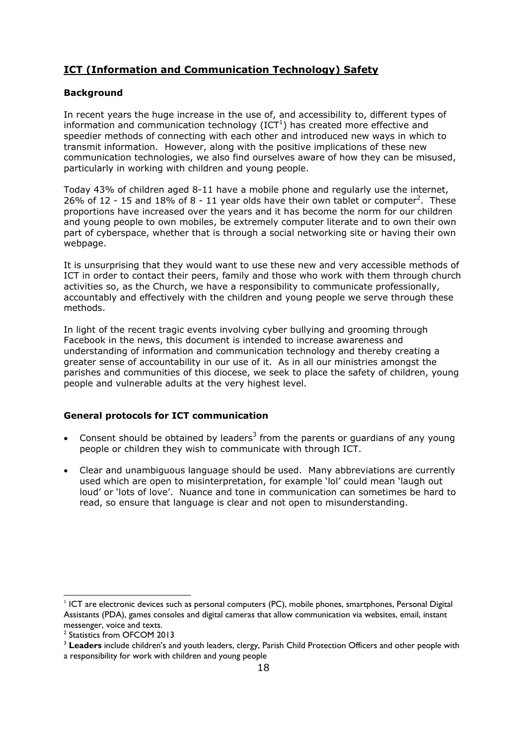## **ICT (Information and Communication Technology) Safety**

### **Background**

In recent years the huge increase in the use of, and accessibility to, different types of information and communication technology (ICT[1]) has created more effective and speedier methods of connecting with each other and introduced new ways in which to transmit information. However, along with the positive implications of these new communication technologies, we also find ourselves aware of how they can be misused, particularly in working with children and young people.

Today 43% of children aged 8-11 have a mobile phone and regularly use the internet, 26% of 12 - 15 and 18% of 8 - 11 year olds have their own tablet or computer[2]. These proportions have increased over the years and it has become the norm for our children and young people to own mobiles, be extremely computer literate and to own their own part of cyberspace, whether that is through a social networking site or having their own webpage.

It is unsurprising that they would want to use these new and very accessible methods of ICT in order to contact their peers, family and those who work with them through church activities so, as the Church, we have a responsibility to communicate professionally, accountably and effectively with the children and young people we serve through these methods.

In light of the recent tragic events involving cyber bullying and grooming through Facebook in the news, this document is intended to increase awareness and understanding of information and communication technology and thereby creating a greater sense of accountability in our use of it. As in all our ministries amongst the parishes and communities of this diocese, we seek to place the safety of children, young people and vulnerable adults at the very highest level.

### **General protocols for ICT communication**

- Consent should be obtained by leaders[3] from the parents or guardians of any young people or children they wish to communicate with through ICT.
- Clear and unambiguous language should be used. Many abbreviations are currently used which are open to misinterpretation, for example 'lol' could mean 'laugh out loud' or 'lots of love'. Nuance and tone in communication can sometimes be hard to read, so ensure that language is clear and not open to misunderstanding.

---

[1] ICT are electronic devices such as personal computers (PC), mobile phones, smartphones, Personal Digital Assistants (PDA), games consoles and digital cameras that allow communication via websites, email, instant messenger, voice and texts.

[2] Statistics from OFCOM 2013

[3] **Leaders** include children's and youth leaders, clergy, Parish Child Protection Officers and other people with a responsibility for work with children and young people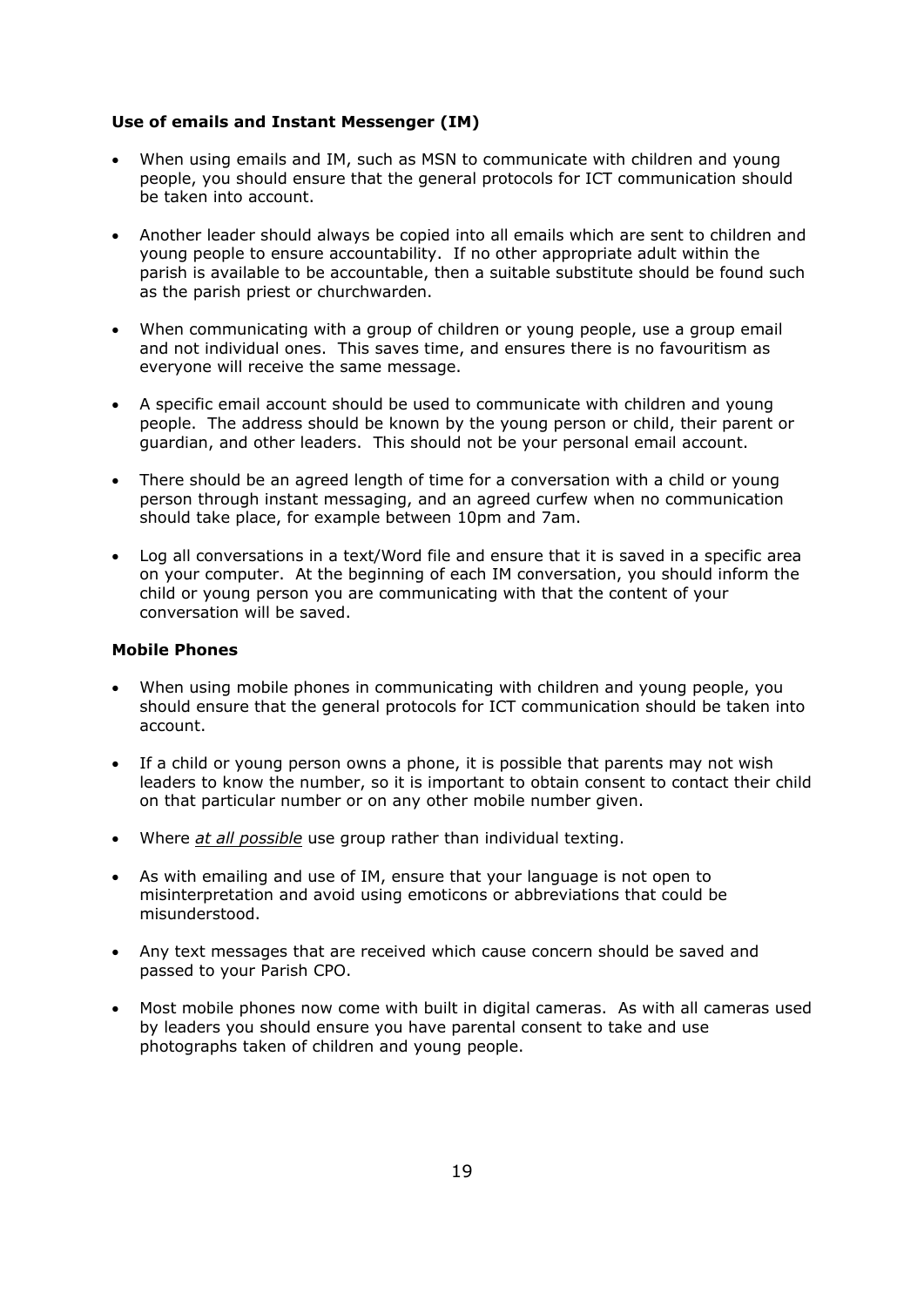### **Use of emails and Instant Messenger (IM)**

- When using emails and IM, such as MSN to communicate with children and young people, you should ensure that the general protocols for ICT communication should be taken into account.
- Another leader should always be copied into all emails which are sent to children and young people to ensure accountability. If no other appropriate adult within the parish is available to be accountable, then a suitable substitute should be found such as the parish priest or churchwarden.
- When communicating with a group of children or young people, use a group email and not individual ones. This saves time, and ensures there is no favouritism as everyone will receive the same message.
- A specific email account should be used to communicate with children and young people. The address should be known by the young person or child, their parent or guardian, and other leaders. This should not be your personal email account.
- There should be an agreed length of time for a conversation with a child or young person through instant messaging, and an agreed curfew when no communication should take place, for example between 10pm and 7am.
- Log all conversations in a text/Word file and ensure that it is saved in a specific area on your computer. At the beginning of each IM conversation, you should inform the child or young person you are communicating with that the content of your conversation will be saved.

### **Mobile Phones**

- When using mobile phones in communicating with children and young people, you should ensure that the general protocols for ICT communication should be taken into account.
- If a child or young person owns a phone, it is possible that parents may not wish leaders to know the number, so it is important to obtain consent to contact their child on that particular number or on any other mobile number given.
- Where <u>*at all possible*</u> use group rather than individual texting.
- As with emailing and use of IM, ensure that your language is not open to misinterpretation and avoid using emoticons or abbreviations that could be misunderstood.
- Any text messages that are received which cause concern should be saved and passed to your Parish CPO.
- Most mobile phones now come with built in digital cameras. As with all cameras used by leaders you should ensure you have parental consent to take and use photographs taken of children and young people.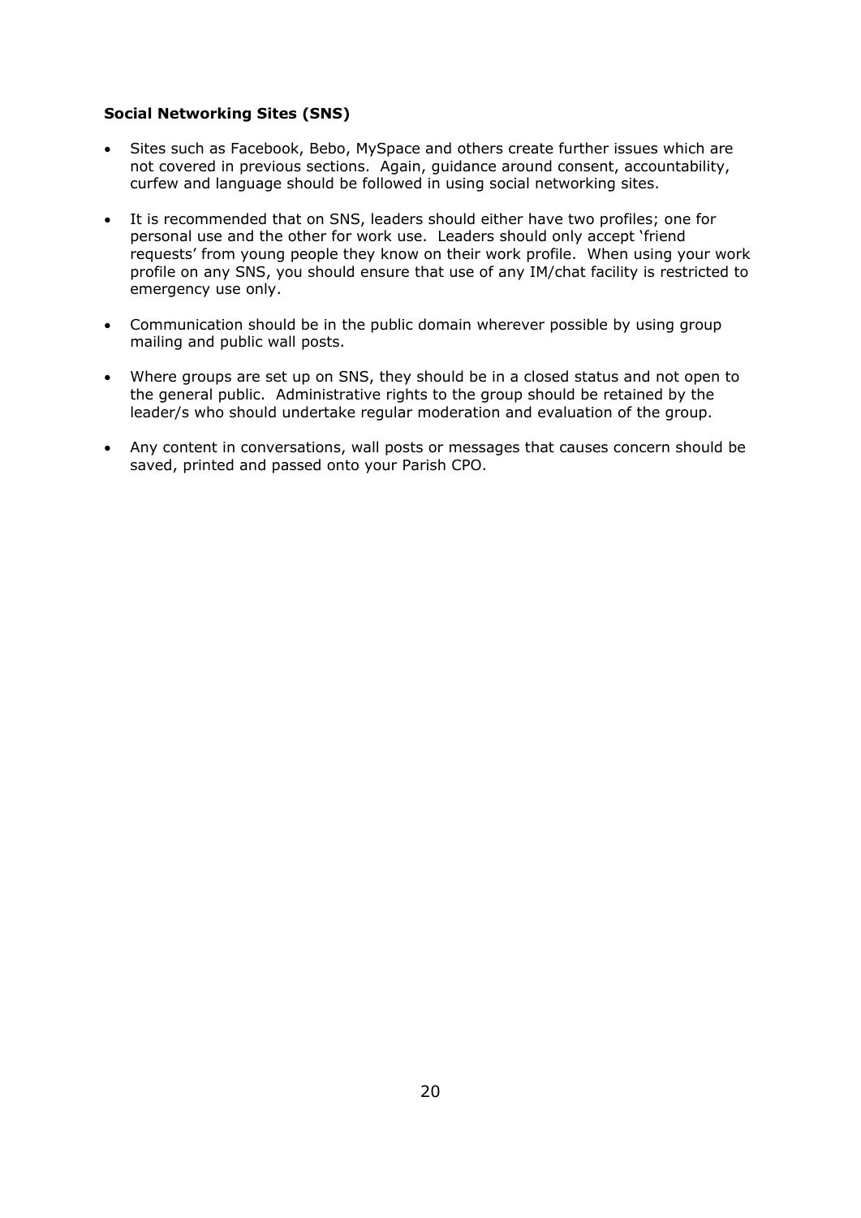**Social Networking Sites (SNS)**

- Sites such as Facebook, Bebo, MySpace and others create further issues which are not covered in previous sections. Again, guidance around consent, accountability, curfew and language should be followed in using social networking sites.
- It is recommended that on SNS, leaders should either have two profiles; one for personal use and the other for work use. Leaders should only accept 'friend requests' from young people they know on their work profile. When using your work profile on any SNS, you should ensure that use of any IM/chat facility is restricted to emergency use only.
- Communication should be in the public domain wherever possible by using group mailing and public wall posts.
- Where groups are set up on SNS, they should be in a closed status and not open to the general public. Administrative rights to the group should be retained by the leader/s who should undertake regular moderation and evaluation of the group.
- Any content in conversations, wall posts or messages that causes concern should be saved, printed and passed onto your Parish CPO.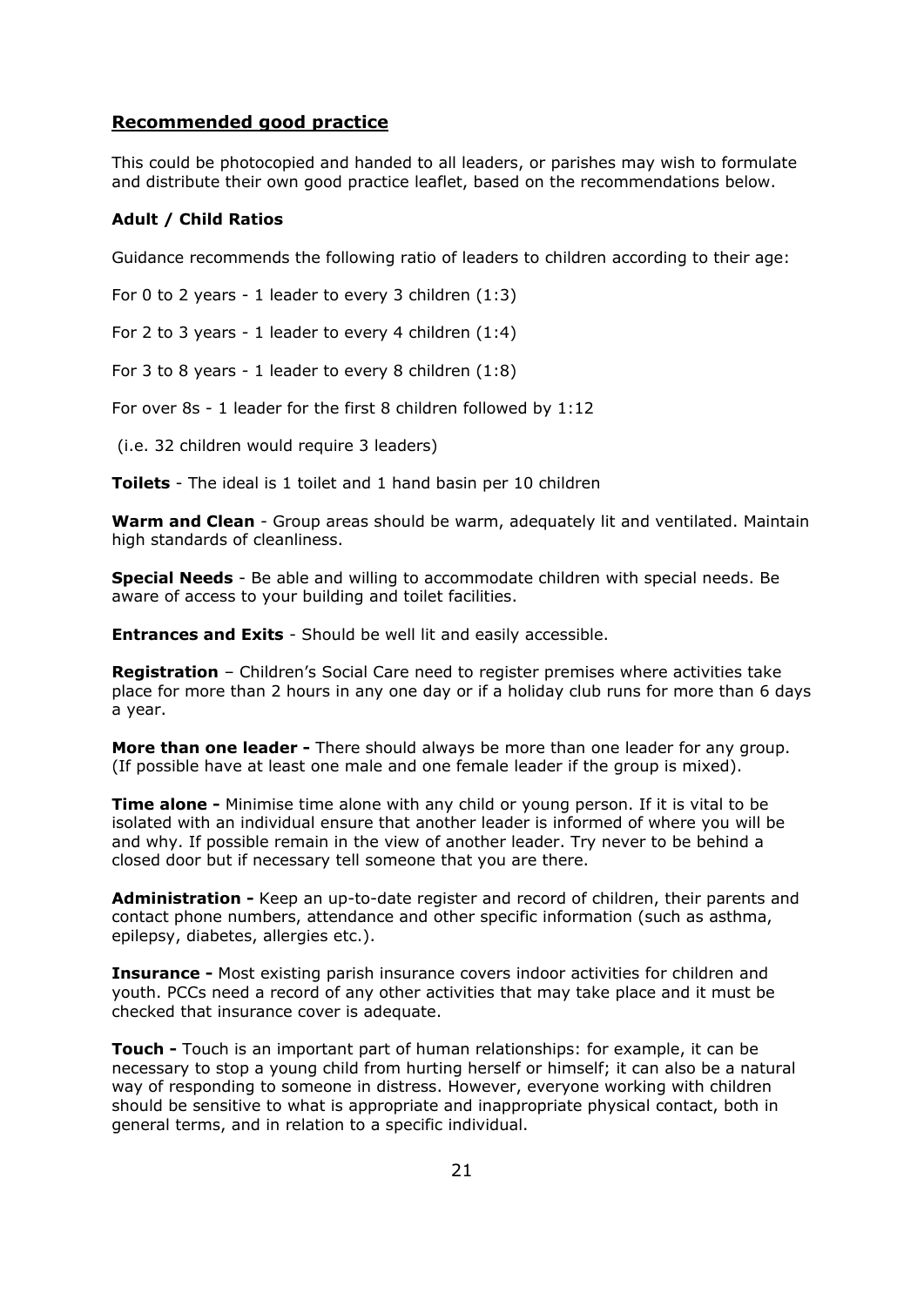## Recommended good practice

This could be photocopied and handed to all leaders, or parishes may wish to formulate and distribute their own good practice leaflet, based on the recommendations below.

### Adult / Child Ratios

Guidance recommends the following ratio of leaders to children according to their age:

For 0 to 2 years - 1 leader to every 3 children (1:3)

For 2 to 3 years - 1 leader to every 4 children (1:4)

For 3 to 8 years - 1 leader to every 8 children (1:8)

For over 8s - 1 leader for the first 8 children followed by 1:12

(i.e. 32 children would require 3 leaders)

**Toilets** - The ideal is 1 toilet and 1 hand basin per 10 children

**Warm and Clean** - Group areas should be warm, adequately lit and ventilated. Maintain high standards of cleanliness.

**Special Needs** - Be able and willing to accommodate children with special needs. Be aware of access to your building and toilet facilities.

**Entrances and Exits** - Should be well lit and easily accessible.

**Registration** – Children's Social Care need to register premises where activities take place for more than 2 hours in any one day or if a holiday club runs for more than 6 days a year.

**More than one leader -** There should always be more than one leader for any group. (If possible have at least one male and one female leader if the group is mixed).

**Time alone -** Minimise time alone with any child or young person. If it is vital to be isolated with an individual ensure that another leader is informed of where you will be and why. If possible remain in the view of another leader. Try never to be behind a closed door but if necessary tell someone that you are there.

**Administration -** Keep an up-to-date register and record of children, their parents and contact phone numbers, attendance and other specific information (such as asthma, epilepsy, diabetes, allergies etc.).

**Insurance -** Most existing parish insurance covers indoor activities for children and youth. PCCs need a record of any other activities that may take place and it must be checked that insurance cover is adequate.

**Touch -** Touch is an important part of human relationships: for example, it can be necessary to stop a young child from hurting herself or himself; it can also be a natural way of responding to someone in distress. However, everyone working with children should be sensitive to what is appropriate and inappropriate physical contact, both in general terms, and in relation to a specific individual.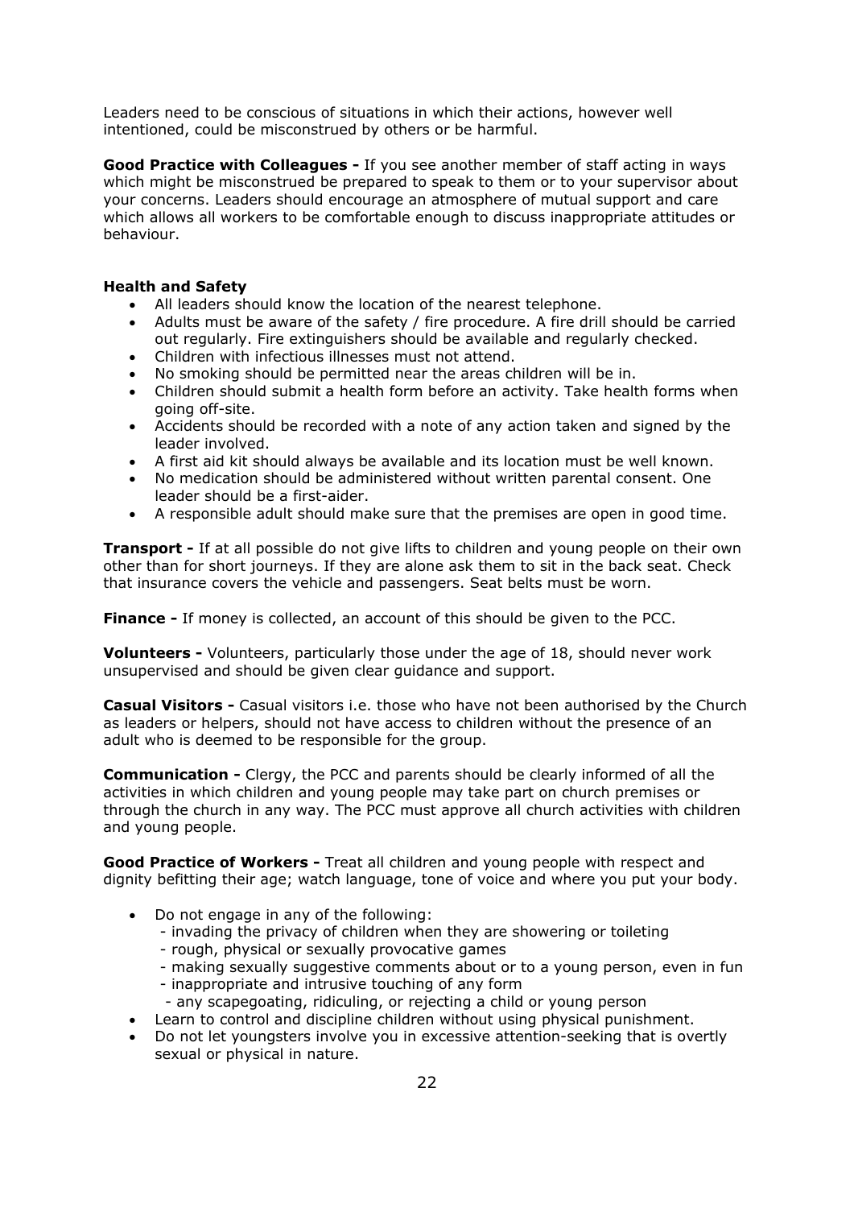Leaders need to be conscious of situations in which their actions, however well intentioned, could be misconstrued by others or be harmful.

**Good Practice with Colleagues -** If you see another member of staff acting in ways which might be misconstrued be prepared to speak to them or to your supervisor about your concerns. Leaders should encourage an atmosphere of mutual support and care which allows all workers to be comfortable enough to discuss inappropriate attitudes or behaviour.

**Health and Safety**

- All leaders should know the location of the nearest telephone.
- Adults must be aware of the safety / fire procedure. A fire drill should be carried out regularly. Fire extinguishers should be available and regularly checked.
- Children with infectious illnesses must not attend.
- No smoking should be permitted near the areas children will be in.
- Children should submit a health form before an activity. Take health forms when going off-site.
- Accidents should be recorded with a note of any action taken and signed by the leader involved.
- A first aid kit should always be available and its location must be well known.
- No medication should be administered without written parental consent. One leader should be a first-aider.
- A responsible adult should make sure that the premises are open in good time.

**Transport -** If at all possible do not give lifts to children and young people on their own other than for short journeys. If they are alone ask them to sit in the back seat. Check that insurance covers the vehicle and passengers. Seat belts must be worn.

**Finance -** If money is collected, an account of this should be given to the PCC.

**Volunteers -** Volunteers, particularly those under the age of 18, should never work unsupervised and should be given clear guidance and support.

**Casual Visitors -** Casual visitors i.e. those who have not been authorised by the Church as leaders or helpers, should not have access to children without the presence of an adult who is deemed to be responsible for the group.

**Communication -** Clergy, the PCC and parents should be clearly informed of all the activities in which children and young people may take part on church premises or through the church in any way. The PCC must approve all church activities with children and young people.

**Good Practice of Workers -** Treat all children and young people with respect and dignity befitting their age; watch language, tone of voice and where you put your body.

- Do not engage in any of the following:
  - invading the privacy of children when they are showering or toileting
  - rough, physical or sexually provocative games
  - making sexually suggestive comments about or to a young person, even in fun
  - inappropriate and intrusive touching of any form
  - any scapegoating, ridiculing, or rejecting a child or young person
- Learn to control and discipline children without using physical punishment.
- Do not let youngsters involve you in excessive attention-seeking that is overtly sexual or physical in nature.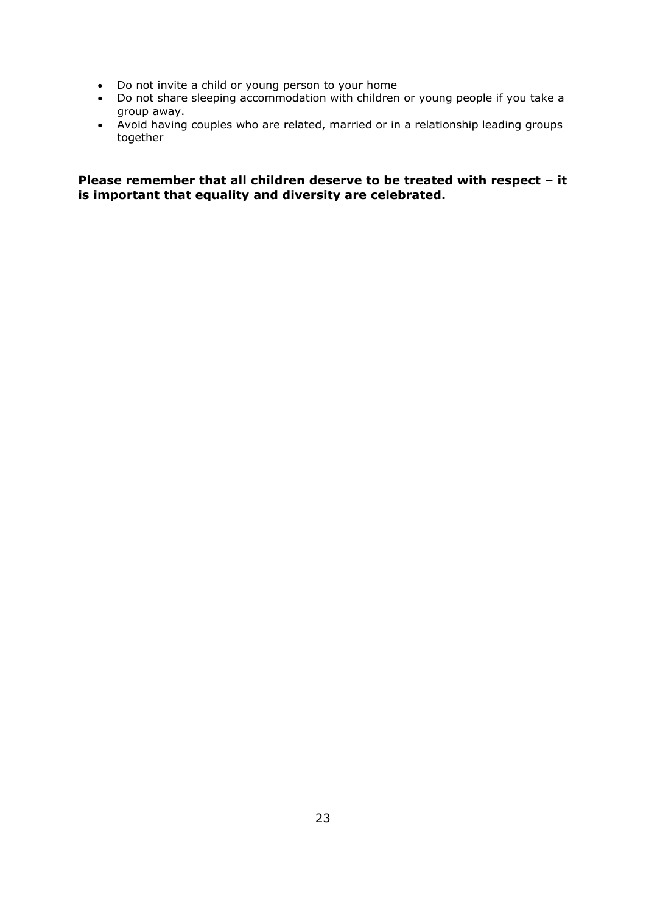- Do not invite a child or young person to your home
- Do not share sleeping accommodation with children or young people if you take a group away.
- Avoid having couples who are related, married or in a relationship leading groups together

**Please remember that all children deserve to be treated with respect – it is important that equality and diversity are celebrated.**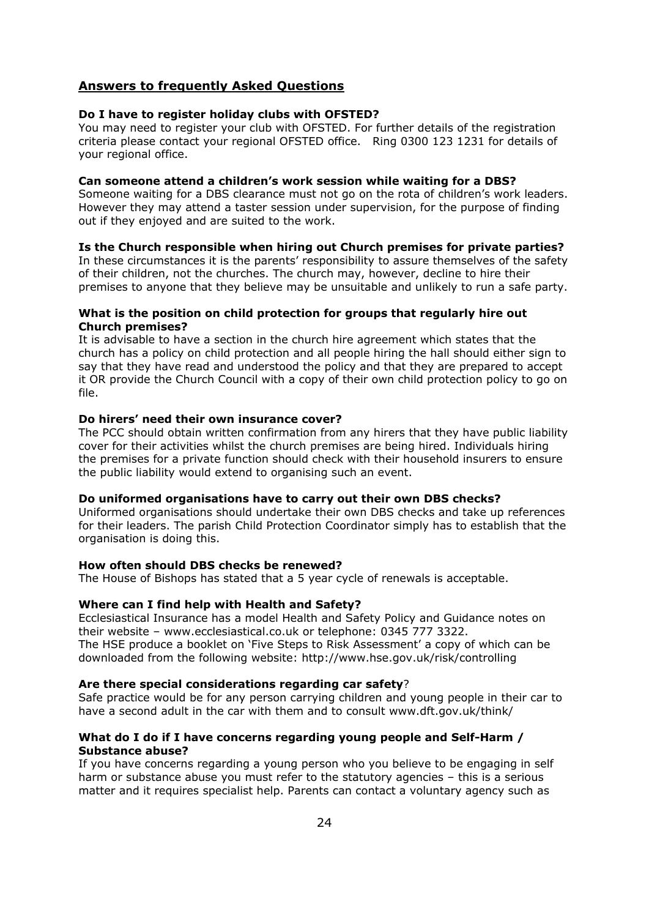## Answers to frequently Asked Questions

**Do I have to register holiday clubs with OFSTED?**
You may need to register your club with OFSTED. For further details of the registration criteria please contact your regional OFSTED office. Ring 0300 123 1231 for details of your regional office.

**Can someone attend a children's work session while waiting for a DBS?**
Someone waiting for a DBS clearance must not go on the rota of children's work leaders. However they may attend a taster session under supervision, for the purpose of finding out if they enjoyed and are suited to the work.

**Is the Church responsible when hiring out Church premises for private parties?**
In these circumstances it is the parents' responsibility to assure themselves of the safety of their children, not the churches. The church may, however, decline to hire their premises to anyone that they believe may be unsuitable and unlikely to run a safe party.

**What is the position on child protection for groups that regularly hire out Church premises?**
It is advisable to have a section in the church hire agreement which states that the church has a policy on child protection and all people hiring the hall should either sign to say that they have read and understood the policy and that they are prepared to accept it OR provide the Church Council with a copy of their own child protection policy to go on file.

**Do hirers' need their own insurance cover?**
The PCC should obtain written confirmation from any hirers that they have public liability cover for their activities whilst the church premises are being hired. Individuals hiring the premises for a private function should check with their household insurers to ensure the public liability would extend to organising such an event.

**Do uniformed organisations have to carry out their own DBS checks?**
Uniformed organisations should undertake their own DBS checks and take up references for their leaders. The parish Child Protection Coordinator simply has to establish that the organisation is doing this.

**How often should DBS checks be renewed?**
The House of Bishops has stated that a 5 year cycle of renewals is acceptable.

**Where can I find help with Health and Safety?**
Ecclesiastical Insurance has a model Health and Safety Policy and Guidance notes on their website – www.ecclesiastical.co.uk or telephone: 0345 777 3322.
The HSE produce a booklet on 'Five Steps to Risk Assessment' a copy of which can be downloaded from the following website: http://www.hse.gov.uk/risk/controlling

**Are there special considerations regarding car safety**?
Safe practice would be for any person carrying children and young people in their car to have a second adult in the car with them and to consult www.dft.gov.uk/think/

**What do I do if I have concerns regarding young people and Self-Harm / Substance abuse?**
If you have concerns regarding a young person who you believe to be engaging in self harm or substance abuse you must refer to the statutory agencies – this is a serious matter and it requires specialist help. Parents can contact a voluntary agency such as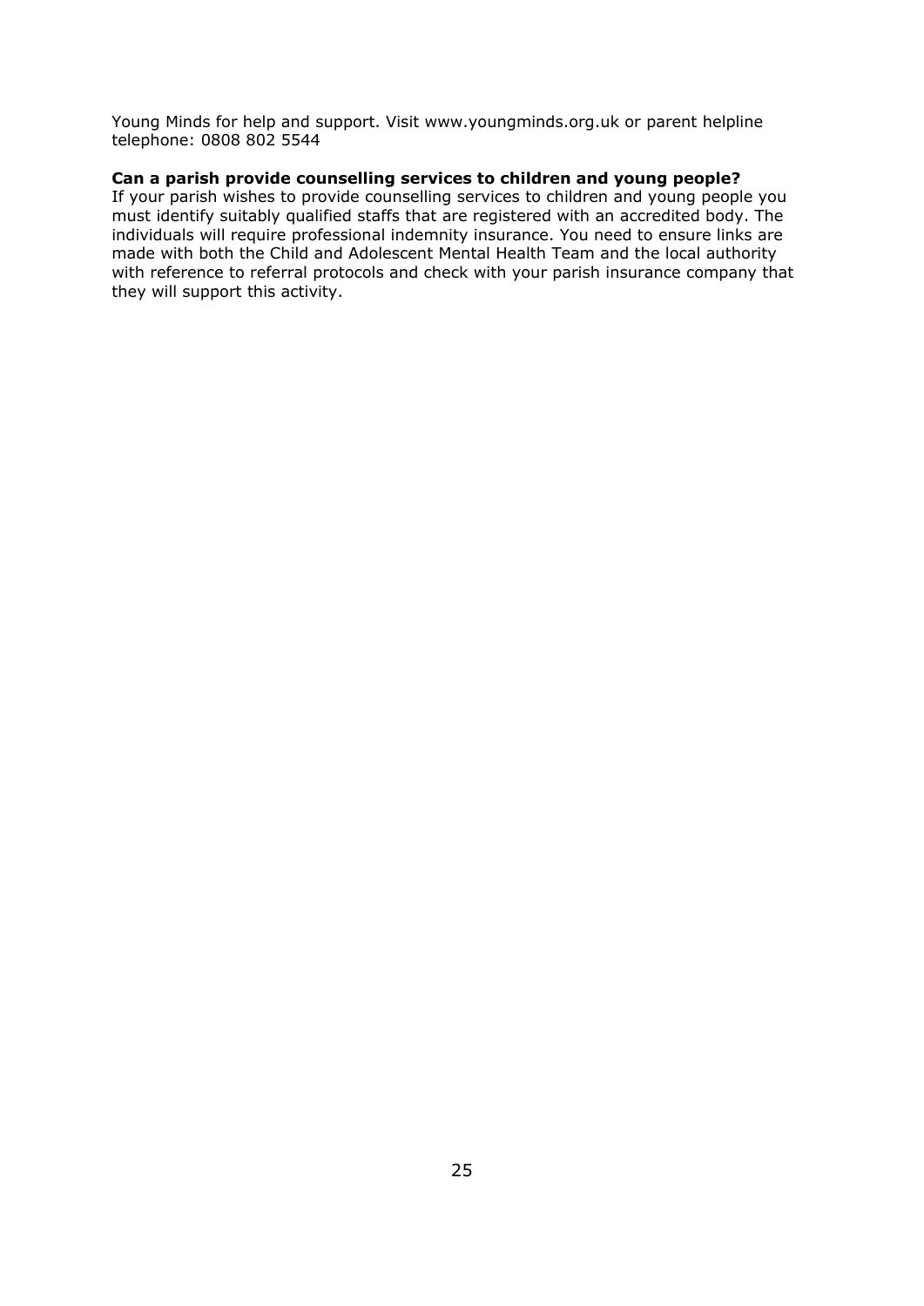Young Minds for help and support. Visit www.youngminds.org.uk or parent helpline telephone: 0808 802 5544

**Can a parish provide counselling services to children and young people?**

If your parish wishes to provide counselling services to children and young people you must identify suitably qualified staffs that are registered with an accredited body. The individuals will require professional indemnity insurance. You need to ensure links are made with both the Child and Adolescent Mental Health Team and the local authority with reference to referral protocols and check with your parish insurance company that they will support this activity.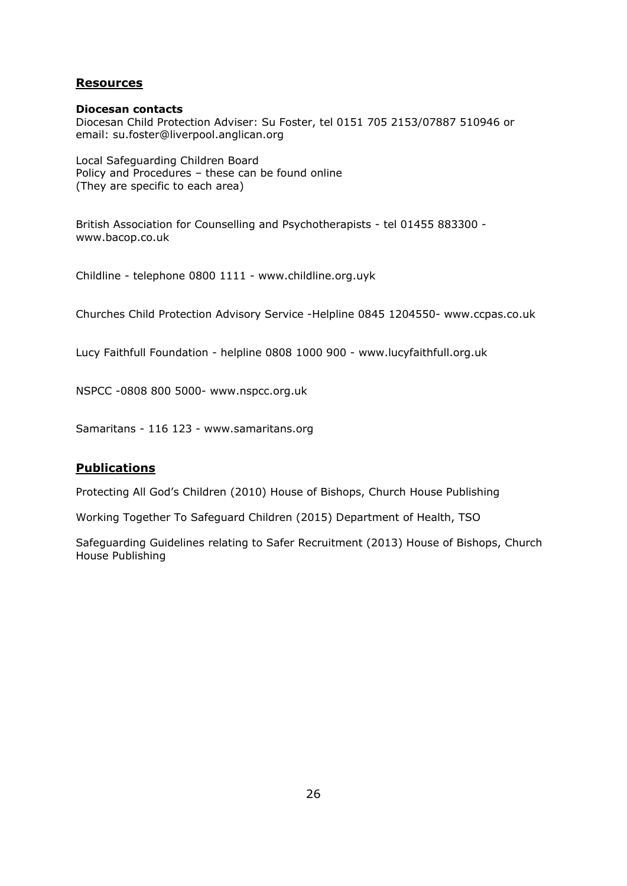## Resources

**Diocesan contacts**
Diocesan Child Protection Adviser: Su Foster, tel 0151 705 2153/07887 510946 or email: su.foster@liverpool.anglican.org

Local Safeguarding Children Board
Policy and Procedures – these can be found online
(They are specific to each area)

British Association for Counselling and Psychotherapists - tel 01455 883300 - www.bacop.co.uk

Childline - telephone 0800 1111 - www.childline.org.uyk

Churches Child Protection Advisory Service -Helpline 0845 1204550- www.ccpas.co.uk

Lucy Faithfull Foundation - helpline 0808 1000 900 - www.lucyfaithfull.org.uk

NSPCC -0808 800 5000- www.nspcc.org.uk

Samaritans - 116 123 - www.samaritans.org

## Publications

Protecting All God's Children (2010) House of Bishops, Church House Publishing

Working Together To Safeguard Children (2015) Department of Health, TSO

Safeguarding Guidelines relating to Safer Recruitment (2013) House of Bishops, Church House Publishing